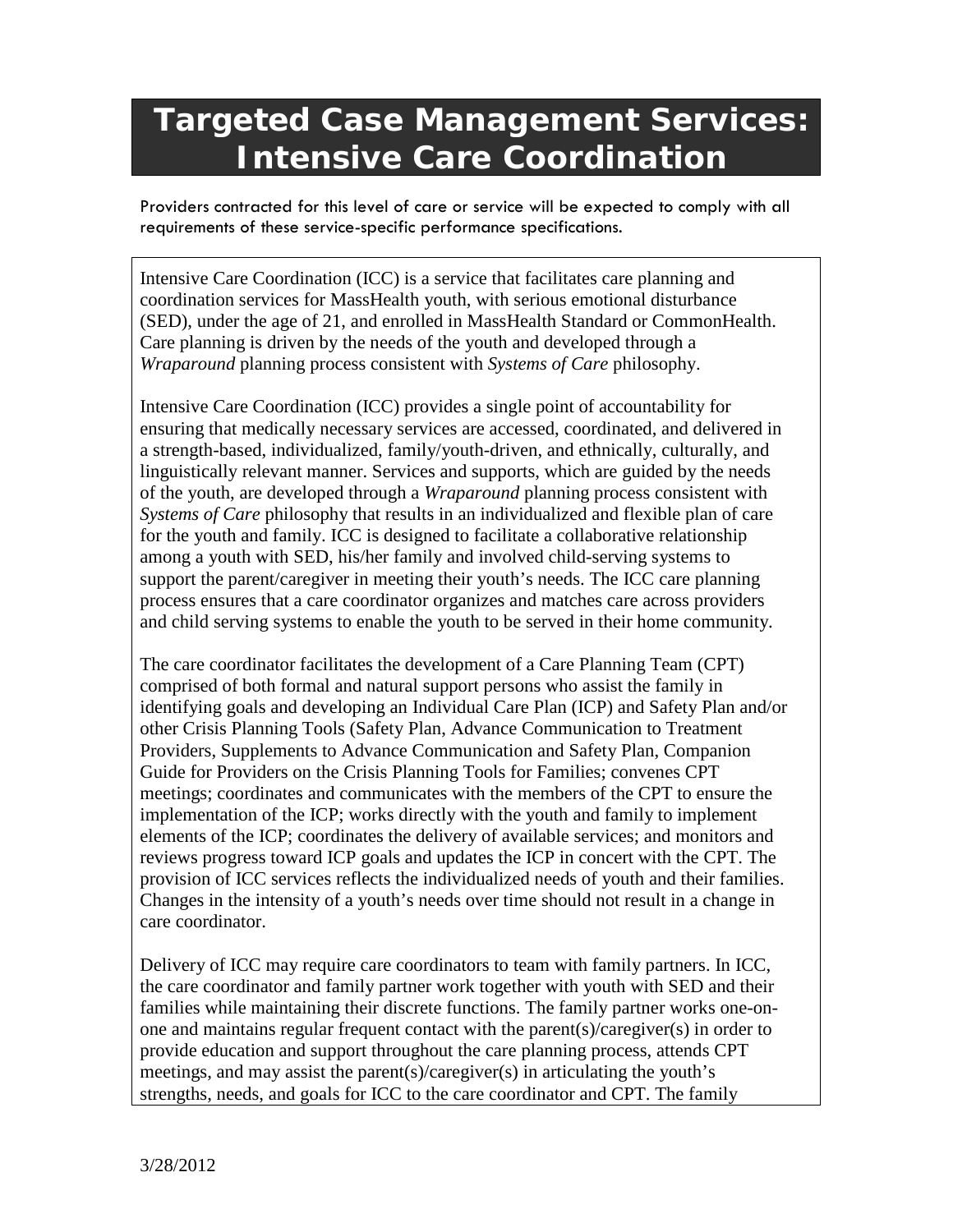# Targeted Case Management Services: Intensive Care Coordination

Providers contracted for this level of care or service will be expected to comply with all requirements of these service-specific performance specifications.

Intensive Care Coordination (ICC) is a service that facilitates care planning and coordination services for MassHealth youth, with serious emotional disturbance (SED), under the age of 21, and enrolled in MassHealth Standard or CommonHealth. Care planning is driven by the needs of the youth and developed through a *Wraparound* planning process consistent with *Systems of Care* philosophy.

Intensive Care Coordination (ICC) provides a single point of accountability for ensuring that medically necessary services are accessed, coordinated, and delivered in a strength-based, individualized, family/youth-driven, and ethnically, culturally, and linguistically relevant manner. Services and supports, which are guided by the needs of the youth, are developed through a *Wraparound* planning process consistent with *Systems of Care* philosophy that results in an individualized and flexible plan of care for the youth and family. ICC is designed to facilitate a collaborative relationship among a youth with SED, his/her family and involved child-serving systems to support the parent/caregiver in meeting their youth's needs. The ICC care planning process ensures that a care coordinator organizes and matches care across providers and child serving systems to enable the youth to be served in their home community.

The care coordinator facilitates the development of a Care Planning Team (CPT) comprised of both formal and natural support persons who assist the family in identifying goals and developing an Individual Care Plan (ICP) and Safety Plan and/or other Crisis Planning Tools (Safety Plan, Advance Communication to Treatment Providers, Supplements to Advance Communication and Safety Plan, Companion Guide for Providers on the Crisis Planning Tools for Families; convenes CPT meetings; coordinates and communicates with the members of the CPT to ensure the implementation of the ICP; works directly with the youth and family to implement elements of the ICP; coordinates the delivery of available services; and monitors and reviews progress toward ICP goals and updates the ICP in concert with the CPT. The provision of ICC services reflects the individualized needs of youth and their families. Changes in the intensity of a youth's needs over time should not result in a change in care coordinator.

Delivery of ICC may require care coordinators to team with family partners. In ICC, the care coordinator and family partner work together with youth with SED and their families while maintaining their discrete functions. The family partner works one-on-one and maintains regular frequent contact with the parent(s)/caregiver(s) in order to provide education and support throughout the care planning process, attends CPT meetings, and may assist the parent(s)/caregiver(s) in articulating the youth's strengths, needs, and goals for ICC to the care coordinator and CPT. The family

3/28/2012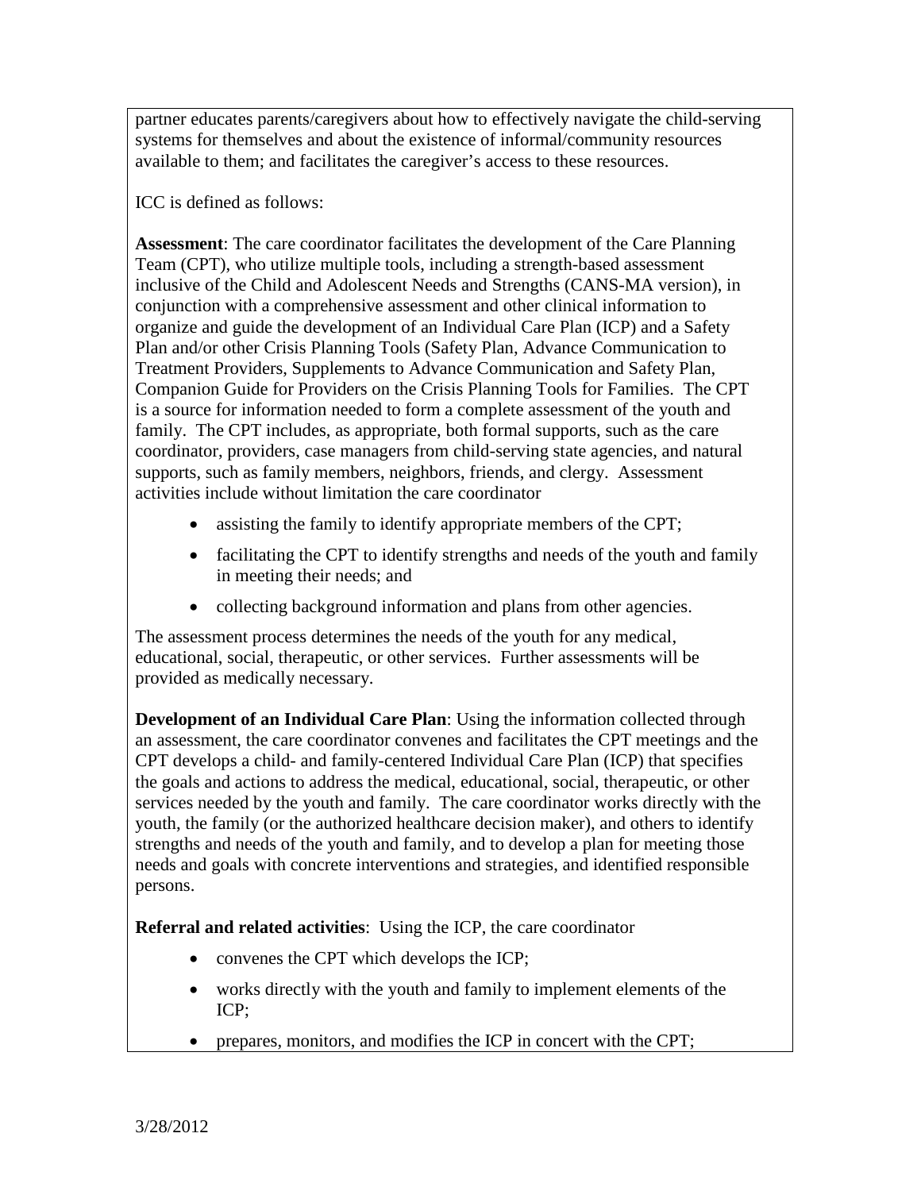partner educates parents/caregivers about how to effectively navigate the child-serving systems for themselves and about the existence of informal/community resources available to them; and facilitates the caregiver's access to these resources.

ICC is defined as follows:

**Assessment**: The care coordinator facilitates the development of the Care Planning Team (CPT), who utilize multiple tools, including a strength-based assessment inclusive of the Child and Adolescent Needs and Strengths (CANS-MA version), in conjunction with a comprehensive assessment and other clinical information to organize and guide the development of an Individual Care Plan (ICP) and a Safety Plan and/or other Crisis Planning Tools (Safety Plan, Advance Communication to Treatment Providers, Supplements to Advance Communication and Safety Plan, Companion Guide for Providers on the Crisis Planning Tools for Families. The CPT is a source for information needed to form a complete assessment of the youth and family. The CPT includes, as appropriate, both formal supports, such as the care coordinator, providers, case managers from child-serving state agencies, and natural supports, such as family members, neighbors, friends, and clergy. Assessment activities include without limitation the care coordinator

- assisting the family to identify appropriate members of the CPT;
- facilitating the CPT to identify strengths and needs of the youth and family in meeting their needs; and
- collecting background information and plans from other agencies.

The assessment process determines the needs of the youth for any medical, educational, social, therapeutic, or other services. Further assessments will be provided as medically necessary.

**Development of an Individual Care Plan**: Using the information collected through an assessment, the care coordinator convenes and facilitates the CPT meetings and the CPT develops a child- and family-centered Individual Care Plan (ICP) that specifies the goals and actions to address the medical, educational, social, therapeutic, or other services needed by the youth and family. The care coordinator works directly with the youth, the family (or the authorized healthcare decision maker), and others to identify strengths and needs of the youth and family, and to develop a plan for meeting those needs and goals with concrete interventions and strategies, and identified responsible persons.

**Referral and related activities**: Using the ICP, the care coordinator

- convenes the CPT which develops the ICP;
- works directly with the youth and family to implement elements of the ICP;
- prepares, monitors, and modifies the ICP in concert with the CPT;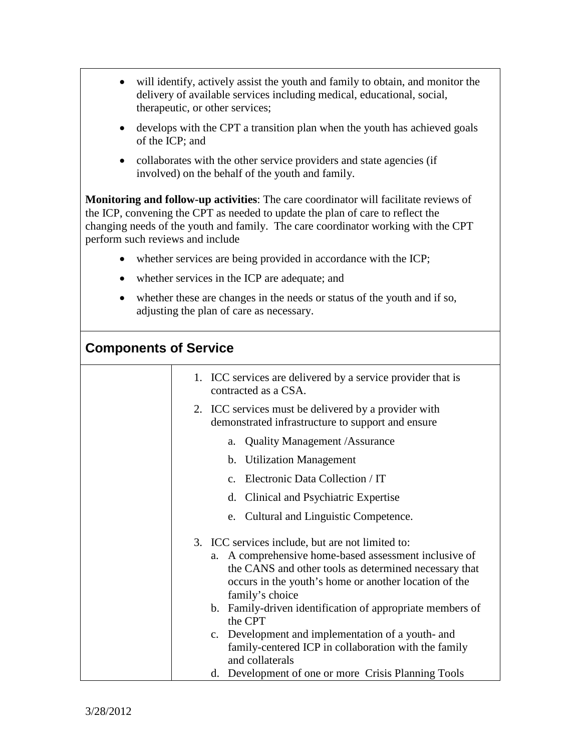- will identify, actively assist the youth and family to obtain, and monitor the delivery of available services including medical, educational, social, therapeutic, or other services;
- develops with the CPT a transition plan when the youth has achieved goals of the ICP; and
- collaborates with the other service providers and state agencies (if involved) on the behalf of the youth and family.

**Monitoring and follow-up activities**: The care coordinator will facilitate reviews of the ICP, convening the CPT as needed to update the plan of care to reflect the changing needs of the youth and family. The care coordinator working with the CPT perform such reviews and include

- whether services are being provided in accordance with the ICP;
- whether services in the ICP are adequate; and
- whether these are changes in the needs or status of the youth and if so, adjusting the plan of care as necessary.

## Components of Service

1. ICC services are delivered by a service provider that is contracted as a CSA.
2. ICC services must be delivered by a provider with demonstrated infrastructure to support and ensure
   a. Quality Management /Assurance
   b. Utilization Management
   c. Electronic Data Collection / IT
   d. Clinical and Psychiatric Expertise
   e. Cultural and Linguistic Competence.
3. ICC services include, but are not limited to:
   a. A comprehensive home-based assessment inclusive of the CANS and other tools as determined necessary that occurs in the youth's home or another location of the family's choice
   b. Family-driven identification of appropriate members of the CPT
   c. Development and implementation of a youth- and family-centered ICP in collaboration with the family and collaterals
   d. Development of one or more Crisis Planning Tools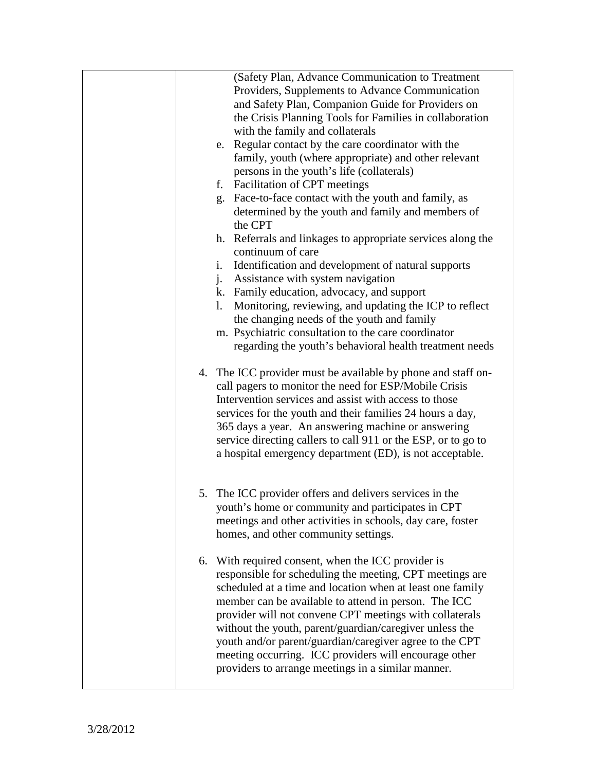| | (Safety Plan, Advance Communication to Treatment Providers, Supplements to Advance Communication and Safety Plan, Companion Guide for Providers on the Crisis Planning Tools for Families in collaboration with the family and collaterals<br>e. Regular contact by the care coordinator with the family, youth (where appropriate) and other relevant persons in the youth's life (collaterals)<br>f. Facilitation of CPT meetings<br>g. Face-to-face contact with the youth and family, as determined by the youth and family and members of the CPT<br>h. Referrals and linkages to appropriate services along the continuum of care<br>i. Identification and development of natural supports<br>j. Assistance with system navigation<br>k. Family education, advocacy, and support<br>l. Monitoring, reviewing, and updating the ICP to reflect the changing needs of the youth and family<br>m. Psychiatric consultation to the care coordinator regarding the youth's behavioral health treatment needs<br><br>4. The ICC provider must be available by phone and staff on-call pagers to monitor the need for ESP/Mobile Crisis Intervention services and assist with access to those services for the youth and their families 24 hours a day, 365 days a year. An answering machine or answering service directing callers to call 911 or the ESP, or to go to a hospital emergency department (ED), is not acceptable.<br><br>5. The ICC provider offers and delivers services in the youth's home or community and participates in CPT meetings and other activities in schools, day care, foster homes, and other community settings.<br><br>6. With required consent, when the ICC provider is responsible for scheduling the meeting, CPT meetings are scheduled at a time and location when at least one family member can be available to attend in person. The ICC provider will not convene CPT meetings with collaterals without the youth, parent/guardian/caregiver unless the youth and/or parent/guardian/caregiver agree to the CPT meeting occurring. ICC providers will encourage other providers to arrange meetings in a similar manner. |
|---|---|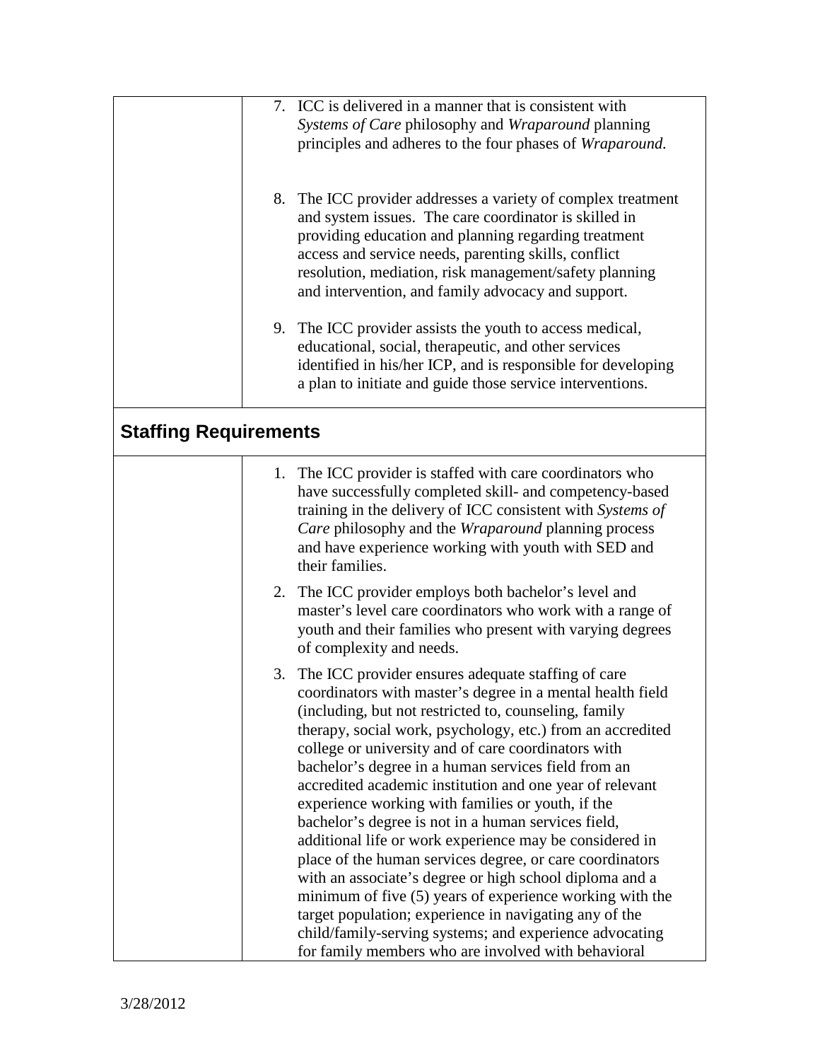| | |
|---|---|
| | 7. ICC is delivered in a manner that is consistent with *Systems of Care* philosophy and *Wraparound* planning principles and adheres to the four phases of *Wraparound.*<br><br>8. The ICC provider addresses a variety of complex treatment and system issues. The care coordinator is skilled in providing education and planning regarding treatment access and service needs, parenting skills, conflict resolution, mediation, risk management/safety planning and intervention, and family advocacy and support.<br><br>9. The ICC provider assists the youth to access medical, educational, social, therapeutic, and other services identified in his/her ICP, and is responsible for developing a plan to initiate and guide those service interventions. |

## Staffing Requirements

| | |
|---|---|
| | 1. The ICC provider is staffed with care coordinators who have successfully completed skill- and competency-based training in the delivery of ICC consistent with *Systems of Care* philosophy and the *Wraparound* planning process and have experience working with youth with SED and their families.<br><br>2. The ICC provider employs both bachelor's level and master's level care coordinators who work with a range of youth and their families who present with varying degrees of complexity and needs.<br><br>3. The ICC provider ensures adequate staffing of care coordinators with master's degree in a mental health field (including, but not restricted to, counseling, family therapy, social work, psychology, etc.) from an accredited college or university and of care coordinators with bachelor's degree in a human services field from an accredited academic institution and one year of relevant experience working with families or youth, if the bachelor's degree is not in a human services field, additional life or work experience may be considered in place of the human services degree, or care coordinators with an associate's degree or high school diploma and a minimum of five (5) years of experience working with the target population; experience in navigating any of the child/family-serving systems; and experience advocating for family members who are involved with behavioral |

3/28/2012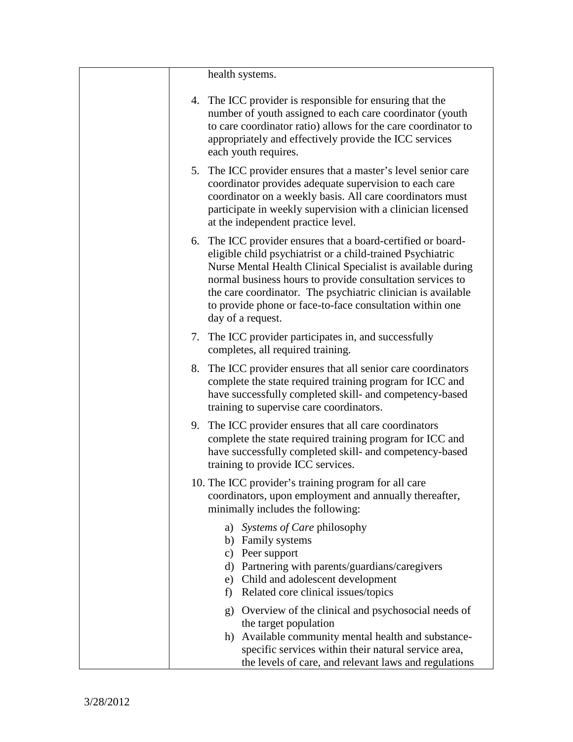|  | health systems.<br><br>4. The ICC provider is responsible for ensuring that the number of youth assigned to each care coordinator (youth to care coordinator ratio) allows for the care coordinator to appropriately and effectively provide the ICC services each youth requires.<br><br>5. The ICC provider ensures that a master's level senior care coordinator provides adequate supervision to each care coordinator on a weekly basis. All care coordinators must participate in weekly supervision with a clinician licensed at the independent practice level.<br><br>6. The ICC provider ensures that a board-certified or board-eligible child psychiatrist or a child-trained Psychiatric Nurse Mental Health Clinical Specialist is available during normal business hours to provide consultation services to the care coordinator. The psychiatric clinician is available to provide phone or face-to-face consultation within one day of a request.<br><br>7. The ICC provider participates in, and successfully completes, all required training.<br><br>8. The ICC provider ensures that all senior care coordinators complete the state required training program for ICC and have successfully completed skill- and competency-based training to supervise care coordinators.<br><br>9. The ICC provider ensures that all care coordinators complete the state required training program for ICC and have successfully completed skill- and competency-based training to provide ICC services.<br><br>10. The ICC provider's training program for all care coordinators, upon employment and annually thereafter, minimally includes the following:<br><br>a) *Systems of Care* philosophy<br>b) Family systems<br>c) Peer support<br>d) Partnering with parents/guardians/caregivers<br>e) Child and adolescent development<br>f) Related core clinical issues/topics<br><br>g) Overview of the clinical and psychosocial needs of the target population<br>h) Available community mental health and substance-specific services within their natural service area, the levels of care, and relevant laws and regulations |
|---|---|

3/28/2012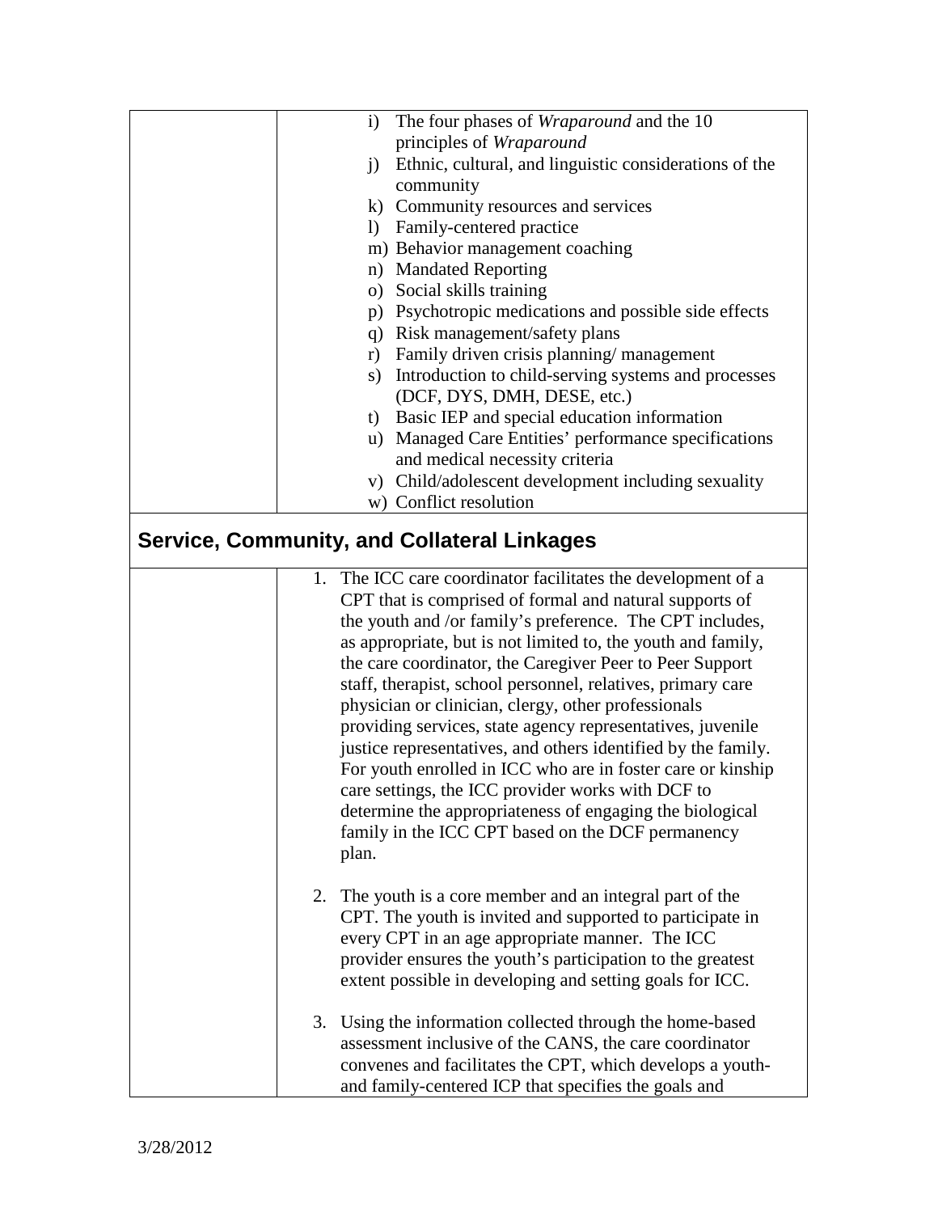| | |
|---|---|
| | i) The four phases of *Wraparound* and the 10 principles of *Wraparound*<br>j) Ethnic, cultural, and linguistic considerations of the community<br>k) Community resources and services<br>l) Family-centered practice<br>m) Behavior management coaching<br>n) Mandated Reporting<br>o) Social skills training<br>p) Psychotropic medications and possible side effects<br>q) Risk management/safety plans<br>r) Family driven crisis planning/ management<br>s) Introduction to child-serving systems and processes (DCF, DYS, DMH, DESE, etc.)<br>t) Basic IEP and special education information<br>u) Managed Care Entities' performance specifications and medical necessity criteria<br>v) Child/adolescent development including sexuality<br>w) Conflict resolution |

## Service, Community, and Collateral Linkages

| | |
|---|---|
| | 1. The ICC care coordinator facilitates the development of a CPT that is comprised of formal and natural supports of the youth and /or family's preference. The CPT includes, as appropriate, but is not limited to, the youth and family, the care coordinator, the Caregiver Peer to Peer Support staff, therapist, school personnel, relatives, primary care physician or clinician, clergy, other professionals providing services, state agency representatives, juvenile justice representatives, and others identified by the family. For youth enrolled in ICC who are in foster care or kinship care settings, the ICC provider works with DCF to determine the appropriateness of engaging the biological family in the ICC CPT based on the DCF permanency plan.<br><br>2. The youth is a core member and an integral part of the CPT. The youth is invited and supported to participate in every CPT in an age appropriate manner. The ICC provider ensures the youth's participation to the greatest extent possible in developing and setting goals for ICC.<br><br>3. Using the information collected through the home-based assessment inclusive of the CANS, the care coordinator convenes and facilitates the CPT, which develops a youth- and family-centered ICP that specifies the goals and |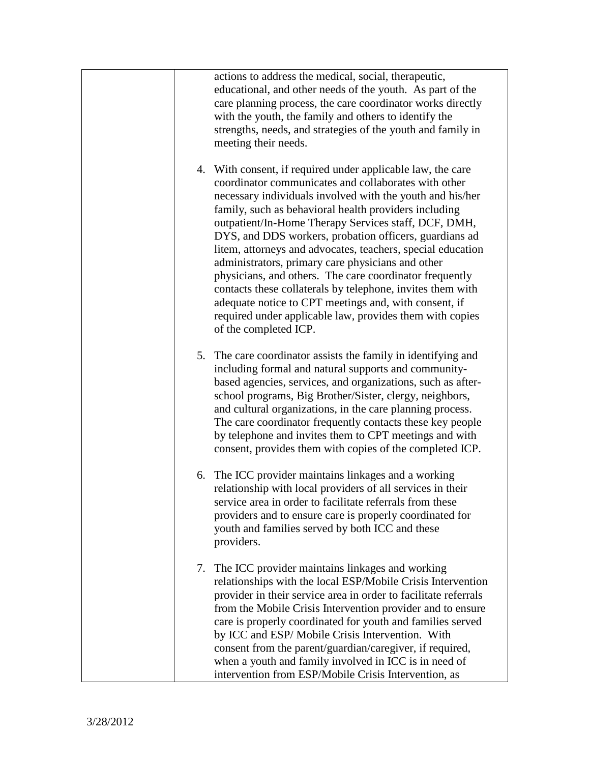| | actions to address the medical, social, therapeutic, educational, and other needs of the youth. As part of the care planning process, the care coordinator works directly with the youth, the family and others to identify the strengths, needs, and strategies of the youth and family in meeting their needs.<br><br>4. With consent, if required under applicable law, the care coordinator communicates and collaborates with other necessary individuals involved with the youth and his/her family, such as behavioral health providers including outpatient/In-Home Therapy Services staff, DCF, DMH, DYS, and DDS workers, probation officers, guardians ad litem, attorneys and advocates, teachers, special education administrators, primary care physicians and other physicians, and others. The care coordinator frequently contacts these collaterals by telephone, invites them with adequate notice to CPT meetings and, with consent, if required under applicable law, provides them with copies of the completed ICP.<br><br>5. The care coordinator assists the family in identifying and including formal and natural supports and community-based agencies, services, and organizations, such as after-school programs, Big Brother/Sister, clergy, neighbors, and cultural organizations, in the care planning process. The care coordinator frequently contacts these key people by telephone and invites them to CPT meetings and with consent, provides them with copies of the completed ICP.<br><br>6. The ICC provider maintains linkages and a working relationship with local providers of all services in their service area in order to facilitate referrals from these providers and to ensure care is properly coordinated for youth and families served by both ICC and these providers.<br><br>7. The ICC provider maintains linkages and working relationships with the local ESP/Mobile Crisis Intervention provider in their service area in order to facilitate referrals from the Mobile Crisis Intervention provider and to ensure care is properly coordinated for youth and families served by ICC and ESP/ Mobile Crisis Intervention. With consent from the parent/guardian/caregiver, if required, when a youth and family involved in ICC is in need of intervention from ESP/Mobile Crisis Intervention, as |
|---|---|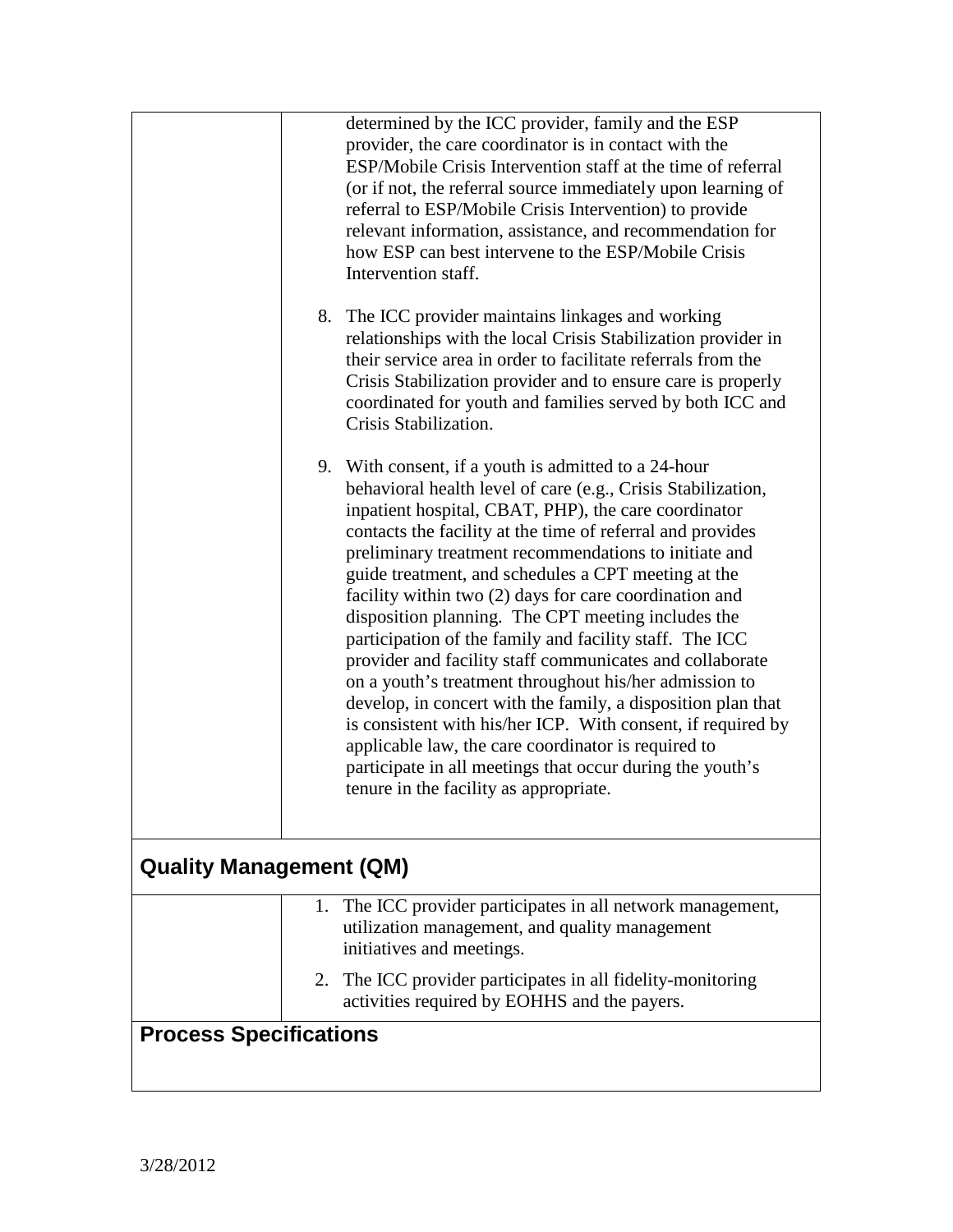| | |
|---|---|
| | determined by the ICC provider, family and the ESP provider, the care coordinator is in contact with the ESP/Mobile Crisis Intervention staff at the time of referral (or if not, the referral source immediately upon learning of referral to ESP/Mobile Crisis Intervention) to provide relevant information, assistance, and recommendation for how ESP can best intervene to the ESP/Mobile Crisis Intervention staff.<br><br>8. The ICC provider maintains linkages and working relationships with the local Crisis Stabilization provider in their service area in order to facilitate referrals from the Crisis Stabilization provider and to ensure care is properly coordinated for youth and families served by both ICC and Crisis Stabilization.<br><br>9. With consent, if a youth is admitted to a 24-hour behavioral health level of care (e.g., Crisis Stabilization, inpatient hospital, CBAT, PHP), the care coordinator contacts the facility at the time of referral and provides preliminary treatment recommendations to initiate and guide treatment, and schedules a CPT meeting at the facility within two (2) days for care coordination and disposition planning. The CPT meeting includes the participation of the family and facility staff. The ICC provider and facility staff communicates and collaborate on a youth's treatment throughout his/her admission to develop, in concert with the family, a disposition plan that is consistent with his/her ICP. With consent, if required by applicable law, the care coordinator is required to participate in all meetings that occur during the youth's tenure in the facility as appropriate. |
| **Quality Management (QM)** | |
| | 1. The ICC provider participates in all network management, utilization management, and quality management initiatives and meetings. |
| | 2. The ICC provider participates in all fidelity-monitoring activities required by EOHHS and the payers. |
| **Process Specifications** | |

3/28/2012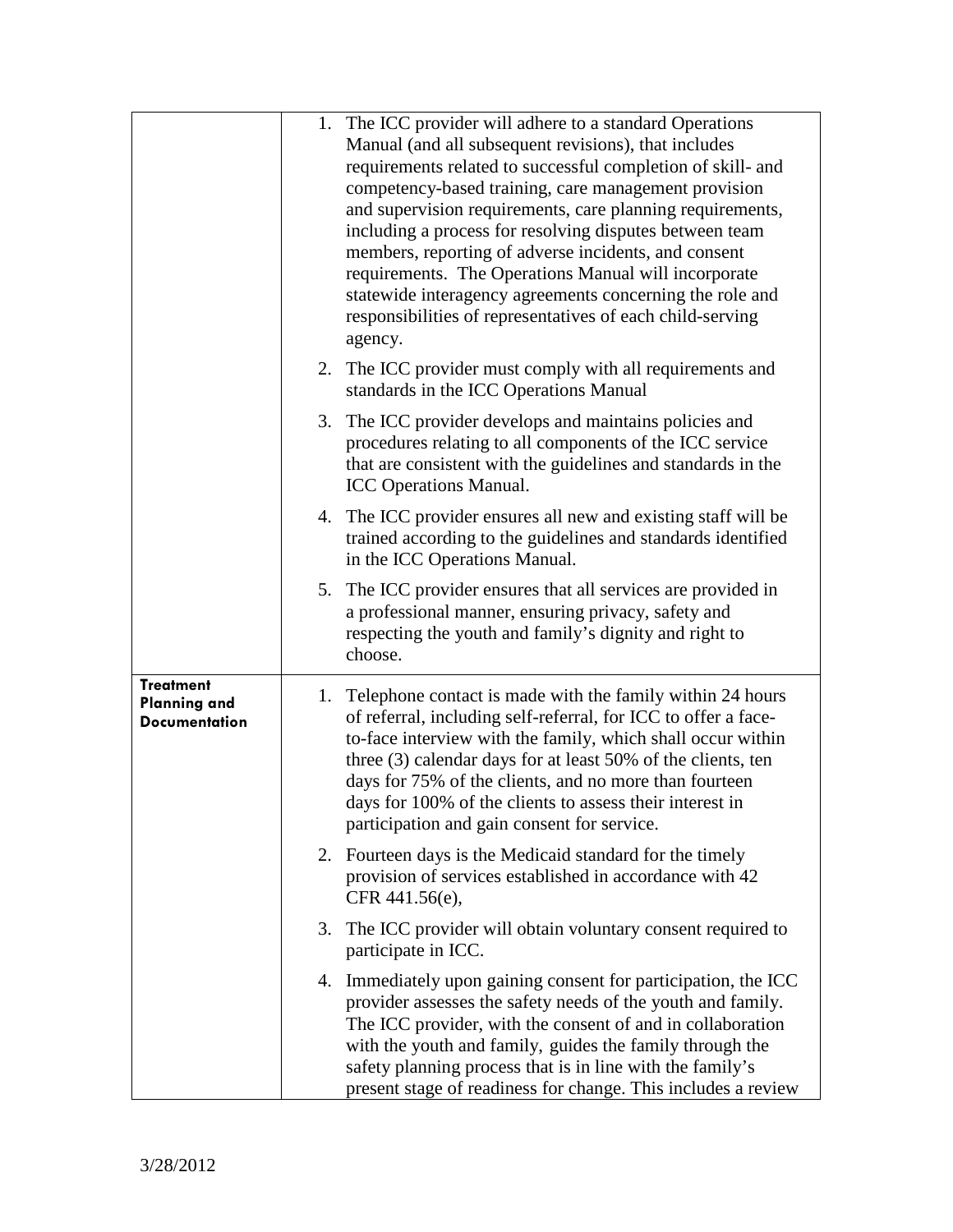| | |
|---|---|
| | 1. The ICC provider will adhere to a standard Operations Manual (and all subsequent revisions), that includes requirements related to successful completion of skill- and competency-based training, care management provision and supervision requirements, care planning requirements, including a process for resolving disputes between team members, reporting of adverse incidents, and consent requirements. The Operations Manual will incorporate statewide interagency agreements concerning the role and responsibilities of representatives of each child-serving agency.<br><br>2. The ICC provider must comply with all requirements and standards in the ICC Operations Manual<br><br>3. The ICC provider develops and maintains policies and procedures relating to all components of the ICC service that are consistent with the guidelines and standards in the ICC Operations Manual.<br><br>4. The ICC provider ensures all new and existing staff will be trained according to the guidelines and standards identified in the ICC Operations Manual.<br><br>5. The ICC provider ensures that all services are provided in a professional manner, ensuring privacy, safety and respecting the youth and family's dignity and right to choose. |
| **Treatment Planning and Documentation** | 1. Telephone contact is made with the family within 24 hours of referral, including self-referral, for ICC to offer a face-to-face interview with the family, which shall occur within three (3) calendar days for at least 50% of the clients, ten days for 75% of the clients, and no more than fourteen days for 100% of the clients to assess their interest in participation and gain consent for service.<br><br>2. Fourteen days is the Medicaid standard for the timely provision of services established in accordance with 42 CFR 441.56(e),<br><br>3. The ICC provider will obtain voluntary consent required to participate in ICC.<br><br>4. Immediately upon gaining consent for participation, the ICC provider assesses the safety needs of the youth and family. The ICC provider, with the consent of and in collaboration with the youth and family, guides the family through the safety planning process that is in line with the family's present stage of readiness for change. This includes a review |

3/28/2012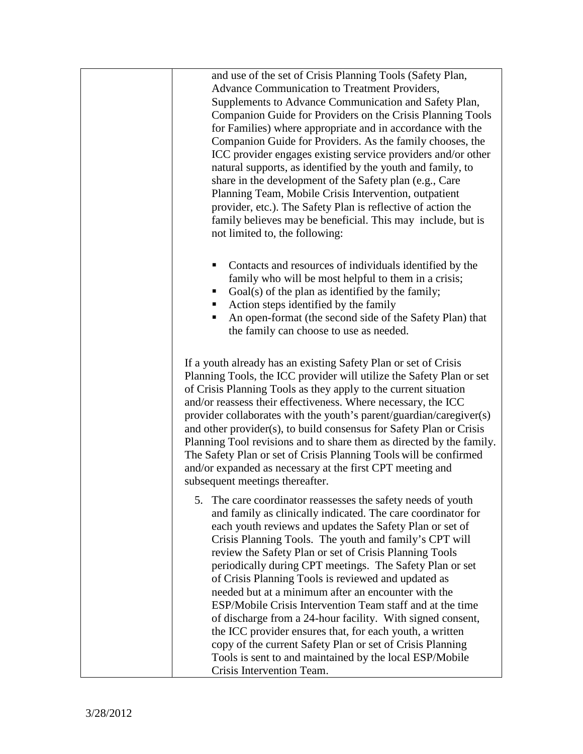| | |
|---|---|
| | and use of the set of Crisis Planning Tools (Safety Plan, Advance Communication to Treatment Providers, Supplements to Advance Communication and Safety Plan, Companion Guide for Providers on the Crisis Planning Tools for Families) where appropriate and in accordance with the Companion Guide for Providers. As the family chooses, the ICC provider engages existing service providers and/or other natural supports, as identified by the youth and family, to share in the development of the Safety plan (e.g., Care Planning Team, Mobile Crisis Intervention, outpatient provider, etc.). The Safety Plan is reflective of action the family believes may be beneficial. This may include, but is not limited to, the following:<br><br>▪ Contacts and resources of individuals identified by the family who will be most helpful to them in a crisis;<br>▪ Goal(s) of the plan as identified by the family;<br>▪ Action steps identified by the family<br>▪ An open-format (the second side of the Safety Plan) that the family can choose to use as needed.<br><br>If a youth already has an existing Safety Plan or set of Crisis Planning Tools, the ICC provider will utilize the Safety Plan or set of Crisis Planning Tools as they apply to the current situation and/or reassess their effectiveness. Where necessary, the ICC provider collaborates with the youth's parent/guardian/caregiver(s) and other provider(s), to build consensus for Safety Plan or Crisis Planning Tool revisions and to share them as directed by the family. The Safety Plan or set of Crisis Planning Tools will be confirmed and/or expanded as necessary at the first CPT meeting and subsequent meetings thereafter.<br><br>5. The care coordinator reassesses the safety needs of youth and family as clinically indicated. The care coordinator for each youth reviews and updates the Safety Plan or set of Crisis Planning Tools. The youth and family's CPT will review the Safety Plan or set of Crisis Planning Tools periodically during CPT meetings. The Safety Plan or set of Crisis Planning Tools is reviewed and updated as needed but at a minimum after an encounter with the ESP/Mobile Crisis Intervention Team staff and at the time of discharge from a 24-hour facility. With signed consent, the ICC provider ensures that, for each youth, a written copy of the current Safety Plan or set of Crisis Planning Tools is sent to and maintained by the local ESP/Mobile Crisis Intervention Team. |

3/28/2012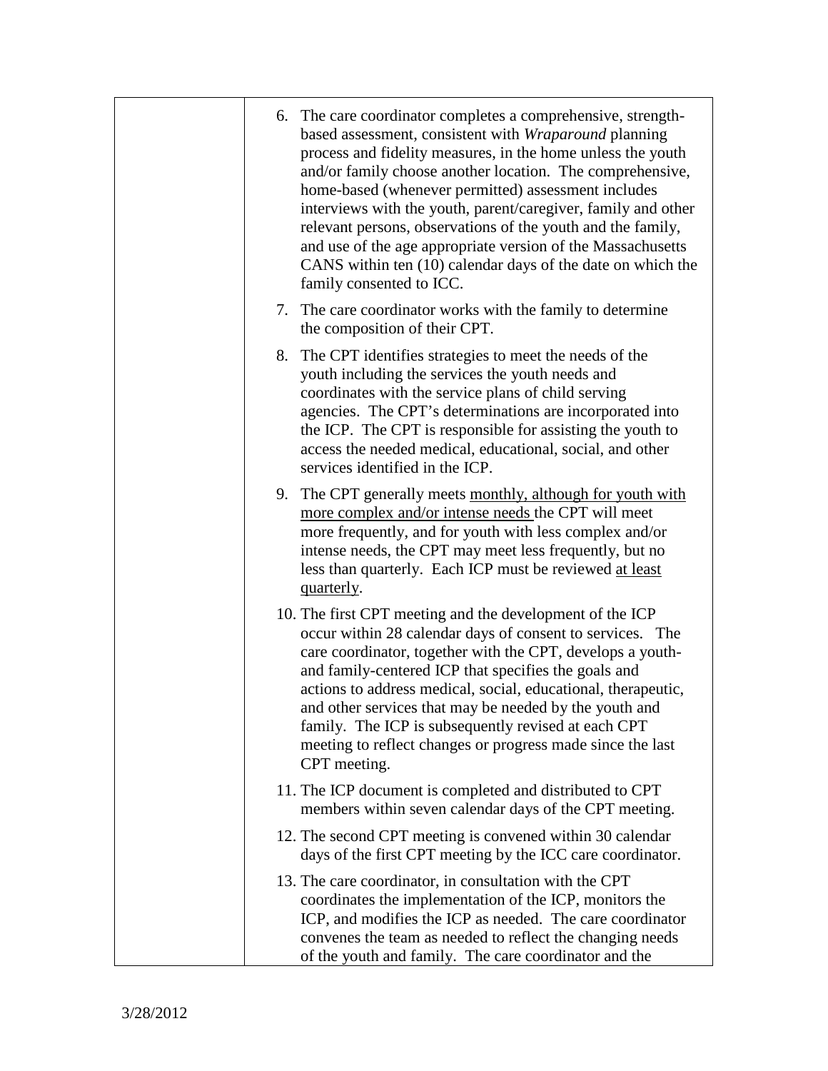| | |
|---|---|
| | 6. The care coordinator completes a comprehensive, strength-based assessment, consistent with *Wraparound* planning process and fidelity measures, in the home unless the youth and/or family choose another location. The comprehensive, home-based (whenever permitted) assessment includes interviews with the youth, parent/caregiver, family and other relevant persons, observations of the youth and the family, and use of the age appropriate version of the Massachusetts CANS within ten (10) calendar days of the date on which the family consented to ICC.<br>7. The care coordinator works with the family to determine the composition of their CPT.<br>8. The CPT identifies strategies to meet the needs of the youth including the services the youth needs and coordinates with the service plans of child serving agencies. The CPT's determinations are incorporated into the ICP. The CPT is responsible for assisting the youth to access the needed medical, educational, social, and other services identified in the ICP.<br>9. The CPT generally meets <u>monthly, although for youth with more complex and/or intense needs</u> the CPT will meet more frequently, and for youth with less complex and/or intense needs, the CPT may meet less frequently, but no less than quarterly. Each ICP must be reviewed <u>at least quarterly</u>.<br>10. The first CPT meeting and the development of the ICP occur within 28 calendar days of consent to services. The care coordinator, together with the CPT, develops a youth- and family-centered ICP that specifies the goals and actions to address medical, social, educational, therapeutic, and other services that may be needed by the youth and family. The ICP is subsequently revised at each CPT meeting to reflect changes or progress made since the last CPT meeting.<br>11. The ICP document is completed and distributed to CPT members within seven calendar days of the CPT meeting.<br>12. The second CPT meeting is convened within 30 calendar days of the first CPT meeting by the ICC care coordinator.<br>13. The care coordinator, in consultation with the CPT coordinates the implementation of the ICP, monitors the ICP, and modifies the ICP as needed. The care coordinator convenes the team as needed to reflect the changing needs of the youth and family. The care coordinator and the |

3/28/2012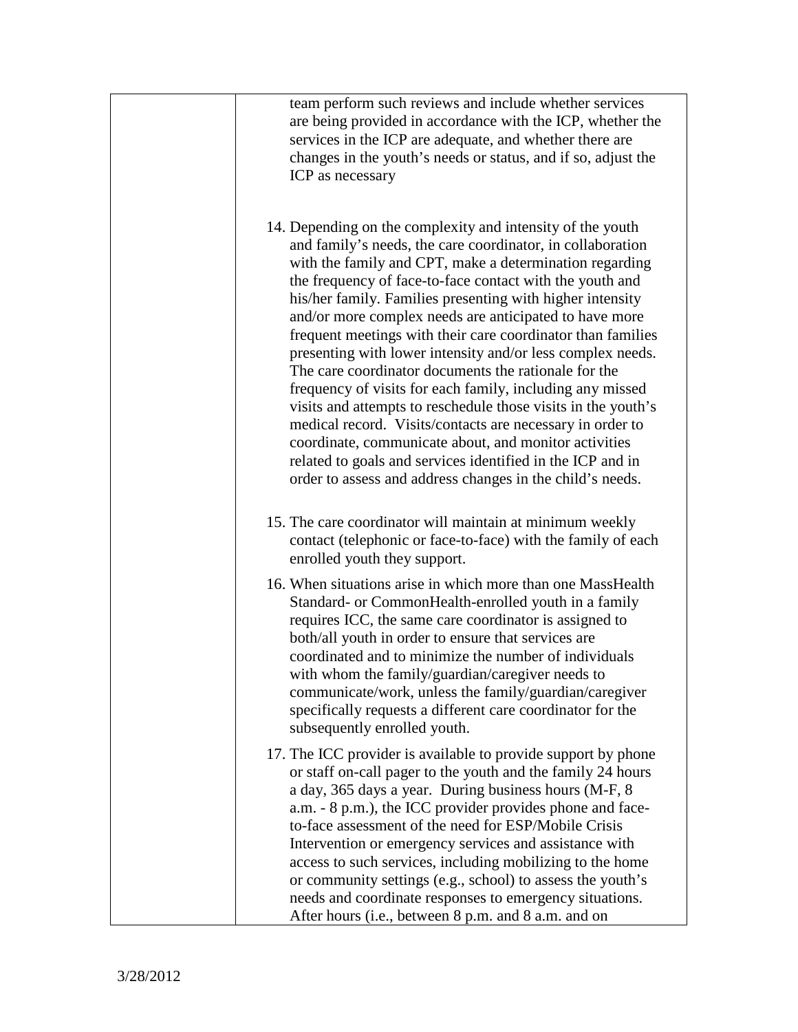| | |
|---|---|
| | team perform such reviews and include whether services are being provided in accordance with the ICP, whether the services in the ICP are adequate, and whether there are changes in the youth's needs or status, and if so, adjust the ICP as necessary<br><br>14. Depending on the complexity and intensity of the youth and family's needs, the care coordinator, in collaboration with the family and CPT, make a determination regarding the frequency of face-to-face contact with the youth and his/her family. Families presenting with higher intensity and/or more complex needs are anticipated to have more frequent meetings with their care coordinator than families presenting with lower intensity and/or less complex needs. The care coordinator documents the rationale for the frequency of visits for each family, including any missed visits and attempts to reschedule those visits in the youth's medical record. Visits/contacts are necessary in order to coordinate, communicate about, and monitor activities related to goals and services identified in the ICP and in order to assess and address changes in the child's needs.<br><br>15. The care coordinator will maintain at minimum weekly contact (telephonic or face-to-face) with the family of each enrolled youth they support.<br><br>16. When situations arise in which more than one MassHealth Standard- or CommonHealth-enrolled youth in a family requires ICC, the same care coordinator is assigned to both/all youth in order to ensure that services are coordinated and to minimize the number of individuals with whom the family/guardian/caregiver needs to communicate/work, unless the family/guardian/caregiver specifically requests a different care coordinator for the subsequently enrolled youth.<br><br>17. The ICC provider is available to provide support by phone or staff on-call pager to the youth and the family 24 hours a day, 365 days a year. During business hours (M-F, 8 a.m. - 8 p.m.), the ICC provider provides phone and face-to-face assessment of the need for ESP/Mobile Crisis Intervention or emergency services and assistance with access to such services, including mobilizing to the home or community settings (e.g., school) to assess the youth's needs and coordinate responses to emergency situations. After hours (i.e., between 8 p.m. and 8 a.m. and on |

3/28/2012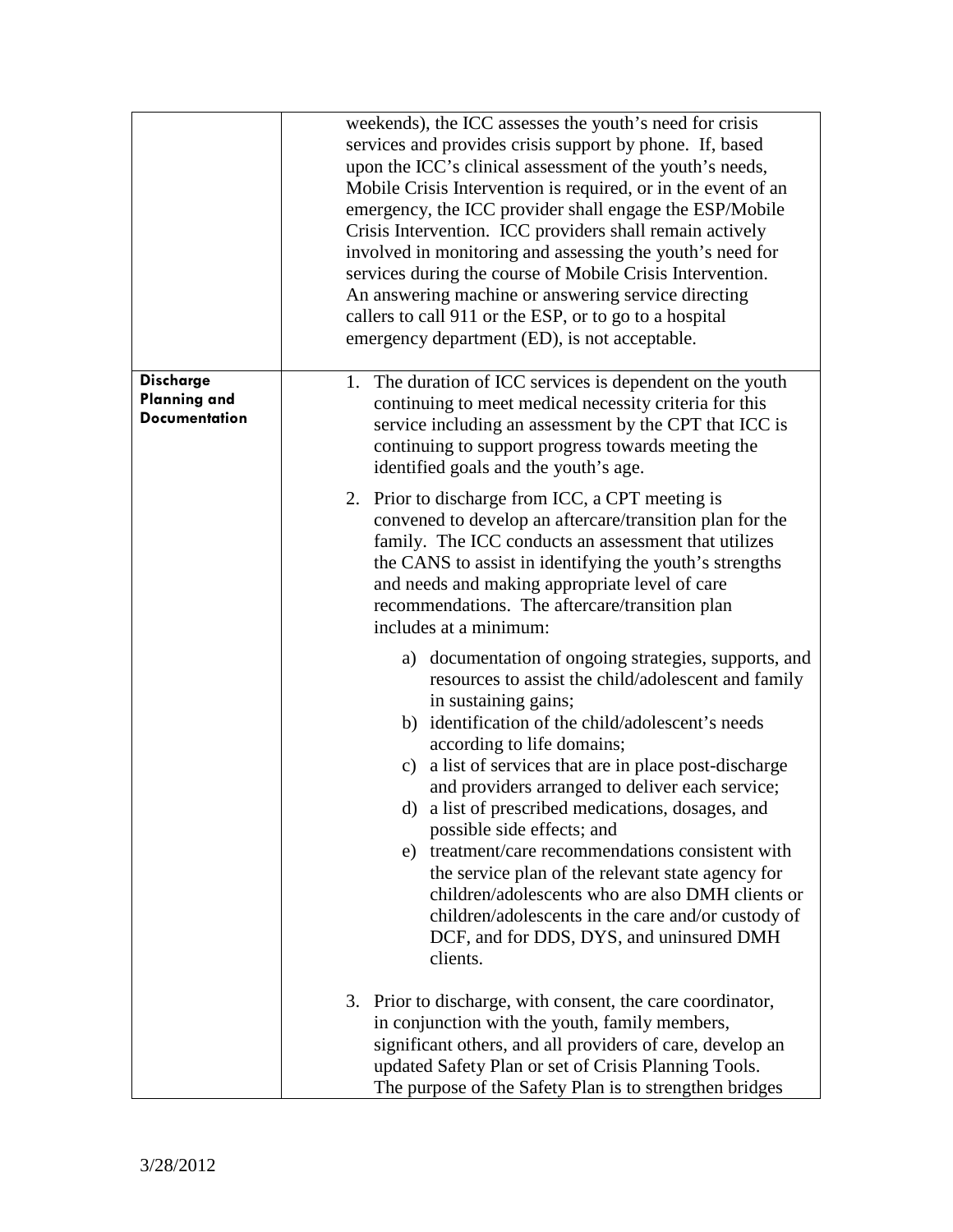| | |
|---|---|
| | weekends), the ICC assesses the youth's need for crisis services and provides crisis support by phone. If, based upon the ICC's clinical assessment of the youth's needs, Mobile Crisis Intervention is required, or in the event of an emergency, the ICC provider shall engage the ESP/Mobile Crisis Intervention. ICC providers shall remain actively involved in monitoring and assessing the youth's need for services during the course of Mobile Crisis Intervention. An answering machine or answering service directing callers to call 911 or the ESP, or to go to a hospital emergency department (ED), is not acceptable. |
| **Discharge Planning and Documentation** | 1. The duration of ICC services is dependent on the youth continuing to meet medical necessity criteria for this service including an assessment by the CPT that ICC is continuing to support progress towards meeting the identified goals and the youth's age.<br><br>2. Prior to discharge from ICC, a CPT meeting is convened to develop an aftercare/transition plan for the family. The ICC conducts an assessment that utilizes the CANS to assist in identifying the youth's strengths and needs and making appropriate level of care recommendations. The aftercare/transition plan includes at a minimum:<br><br>a) documentation of ongoing strategies, supports, and resources to assist the child/adolescent and family in sustaining gains;<br>b) identification of the child/adolescent's needs according to life domains;<br>c) a list of services that are in place post-discharge and providers arranged to deliver each service;<br>d) a list of prescribed medications, dosages, and possible side effects; and<br>e) treatment/care recommendations consistent with the service plan of the relevant state agency for children/adolescents who are also DMH clients or children/adolescents in the care and/or custody of DCF, and for DDS, DYS, and uninsured DMH clients.<br><br>3. Prior to discharge, with consent, the care coordinator, in conjunction with the youth, family members, significant others, and all providers of care, develop an updated Safety Plan or set of Crisis Planning Tools. The purpose of the Safety Plan is to strengthen bridges |

3/28/2012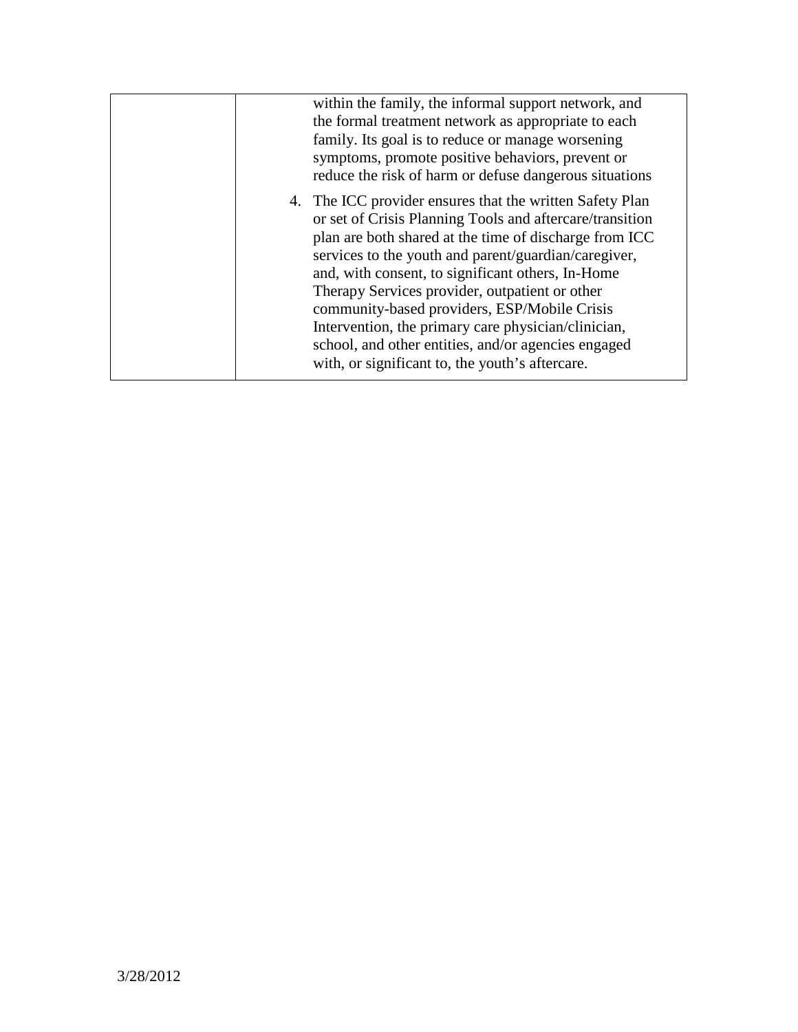| | |
|---|---|
| | within the family, the informal support network, and the formal treatment network as appropriate to each family. Its goal is to reduce or manage worsening symptoms, promote positive behaviors, prevent or reduce the risk of harm or defuse dangerous situations<br><br>4. The ICC provider ensures that the written Safety Plan or set of Crisis Planning Tools and aftercare/transition plan are both shared at the time of discharge from ICC services to the youth and parent/guardian/caregiver, and, with consent, to significant others, In-Home Therapy Services provider, outpatient or other community-based providers, ESP/Mobile Crisis Intervention, the primary care physician/clinician, school, and other entities, and/or agencies engaged with, or significant to, the youth's aftercare. |